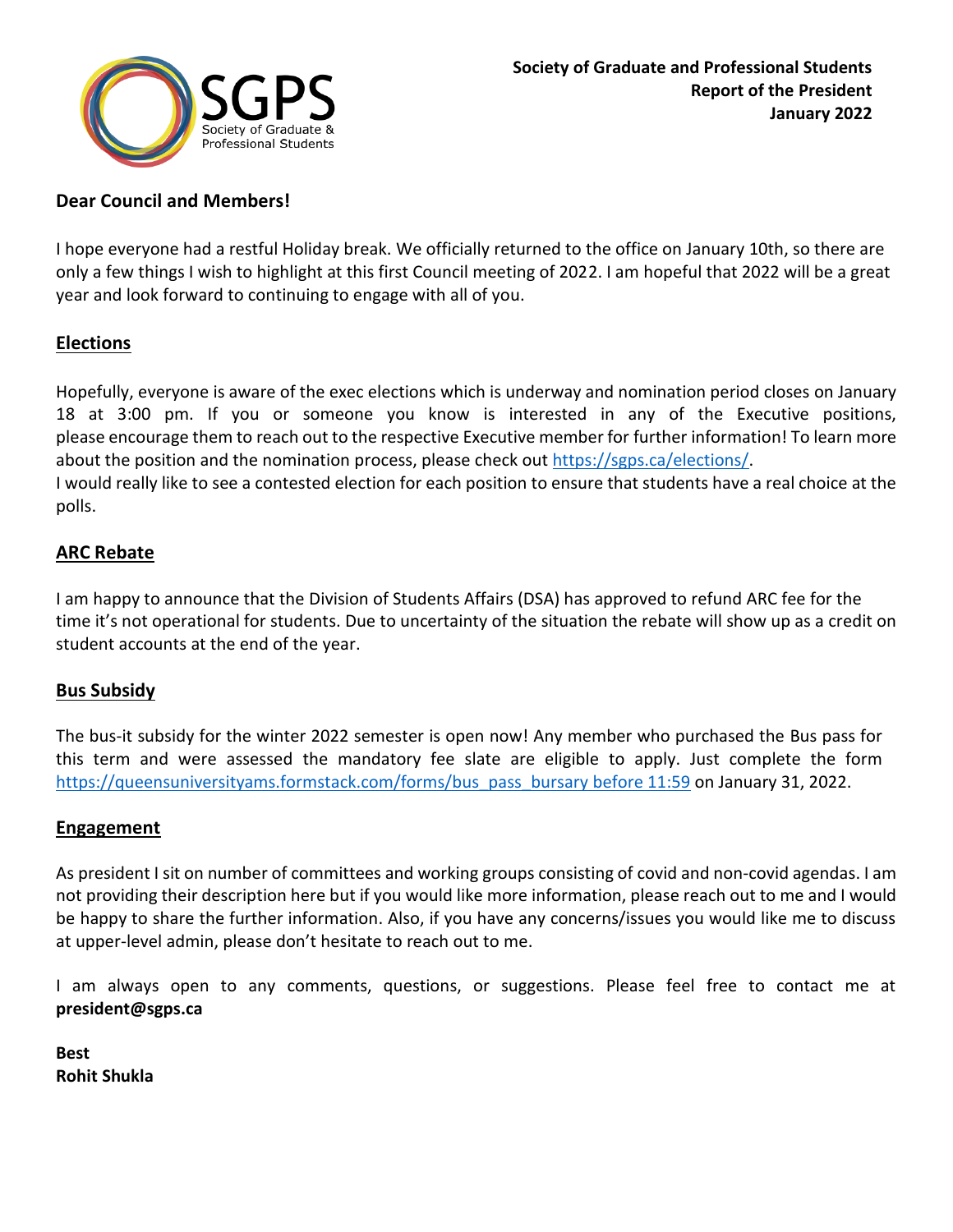**Society of Graduate and Professional Students**
**Report of the President**
**January 2022**

**Dear Council and Members!**

I hope everyone had a restful Holiday break. We officially returned to the office on January 10th, so there are only a few things I wish to highlight at this first Council meeting of 2022. I am hopeful that 2022 will be a great year and look forward to continuing to engage with all of you.

## Elections

Hopefully, everyone is aware of the exec elections which is underway and nomination period closes on January 18 at 3:00 pm. If you or someone you know is interested in any of the Executive positions, please encourage them to reach out to the respective Executive member for further information! To learn more about the position and the nomination process, please check out https://sgps.ca/elections/.
I would really like to see a contested election for each position to ensure that students have a real choice at the polls.

## ARC Rebate

I am happy to announce that the Division of Students Affairs (DSA) has approved to refund ARC fee for the time it's not operational for students. Due to uncertainty of the situation the rebate will show up as a credit on student accounts at the end of the year.

## Bus Subsidy

The bus-it subsidy for the winter 2022 semester is open now! Any member who purchased the Bus pass for this term and were assessed the mandatory fee slate are eligible to apply. Just complete the form https://queensuniversityams.formstack.com/forms/bus_pass_bursary before 11:59 on January 31, 2022.

## Engagement

As president I sit on number of committees and working groups consisting of covid and non-covid agendas. I am not providing their description here but if you would like more information, please reach out to me and I would be happy to share the further information. Also, if you have any concerns/issues you would like me to discuss at upper-level admin, please don't hesitate to reach out to me.

I am always open to any comments, questions, or suggestions. Please feel free to contact me at **president@sgps.ca**

**Best**
**Rohit Shukla**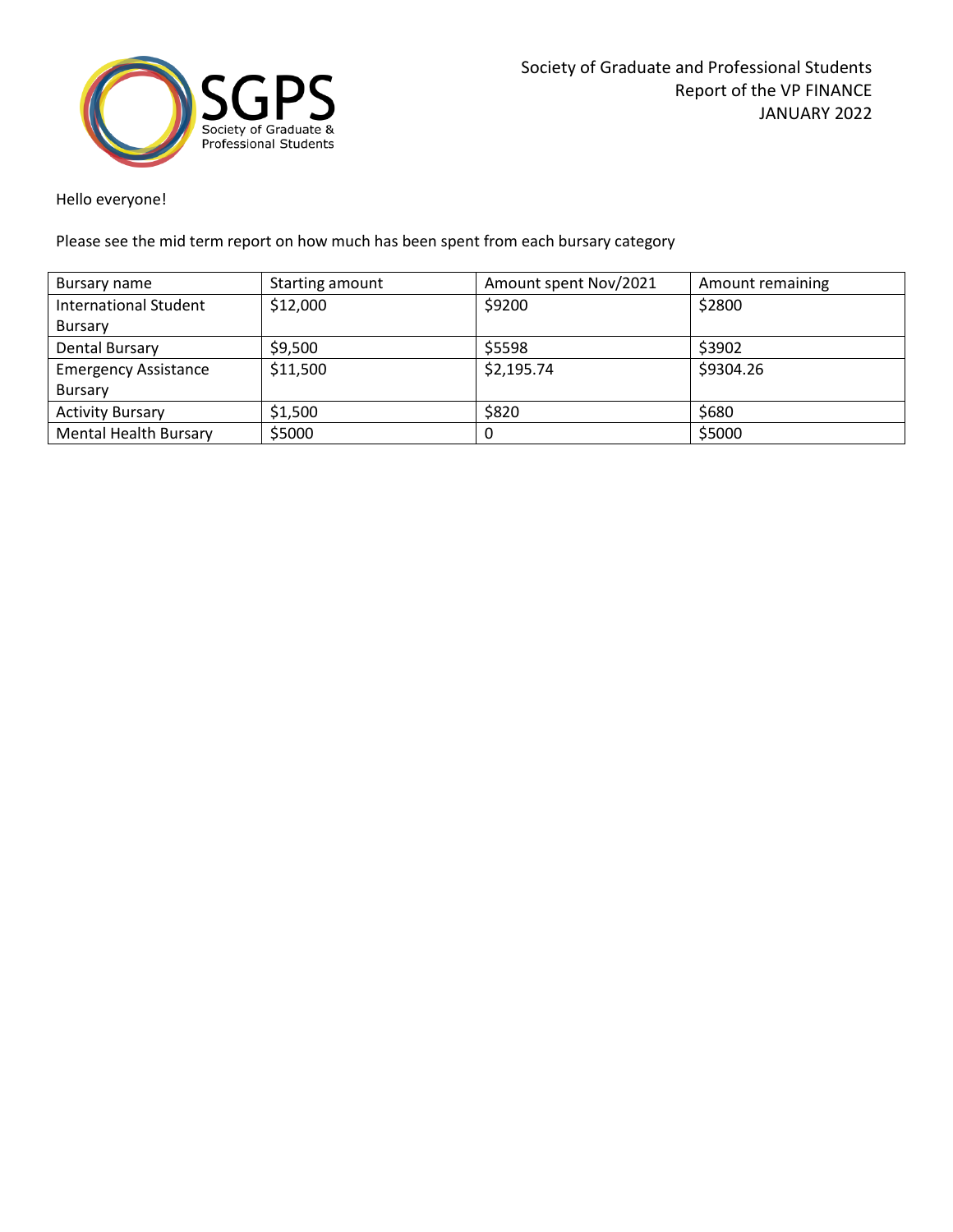Society of Graduate and Professional Students
Report of the VP FINANCE
JANUARY 2022

Hello everyone!

Please see the mid term report on how much has been spent from each bursary category

| Bursary name | Starting amount | Amount spent Nov/2021 | Amount remaining |
|---|---|---|---|
| International Student Bursary | $12,000 | $9200 | $2800 |
| Dental Bursary | $9,500 | $5598 | $3902 |
| Emergency Assistance Bursary | $11,500 | $2,195.74 | $9304.26 |
| Activity Bursary | $1,500 | $820 | $680 |
| Mental Health Bursary | $5000 | 0 | $5000 |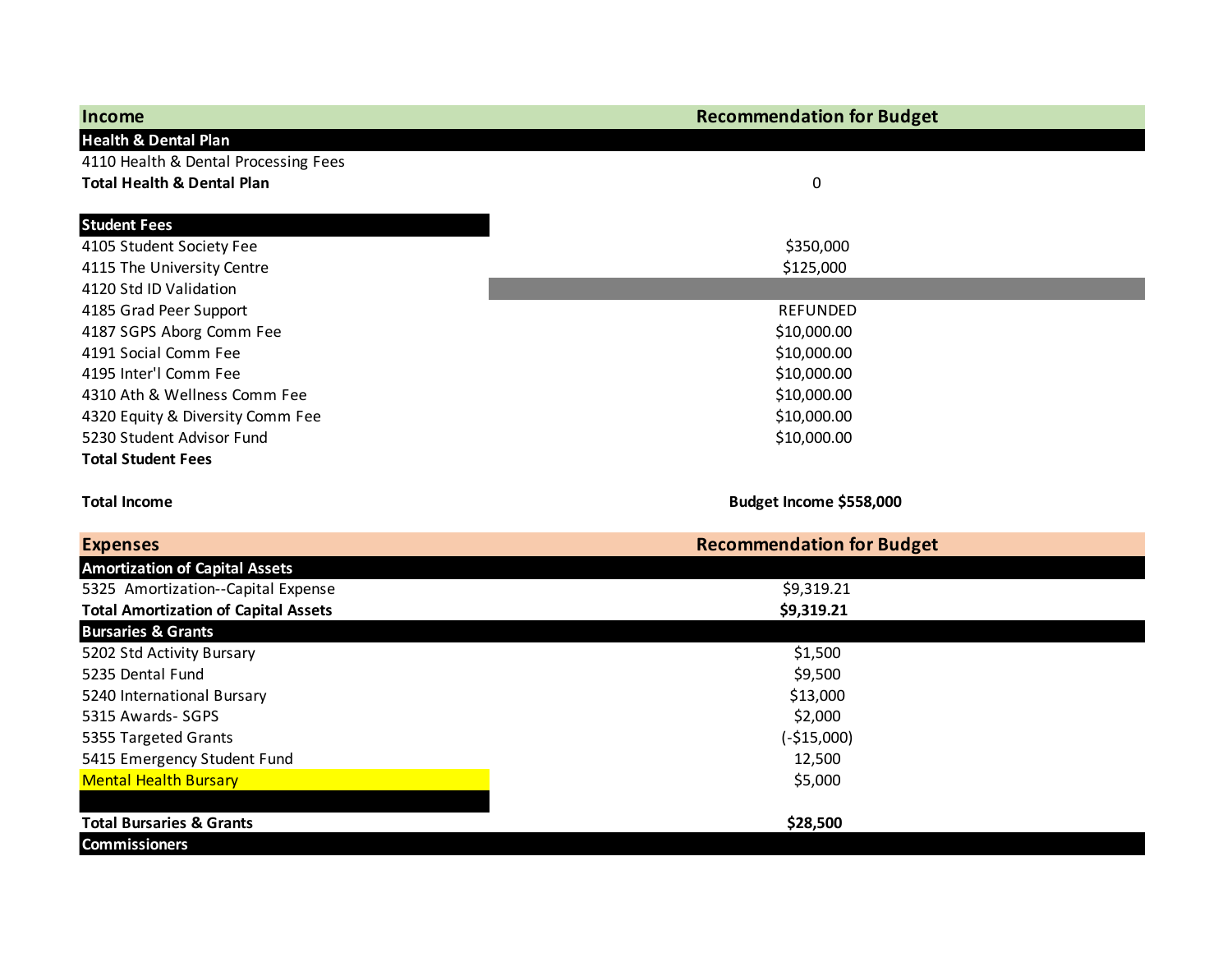| Income | Recommendation for Budget |
|---|---|
| **Health & Dental Plan** | |
| 4110 Health & Dental Processing Fees | |
| **Total Health & Dental Plan** | 0 |
| | |
| **Student Fees** | |
| 4105 Student Society Fee | $350,000 |
| 4115 The University Centre | $125,000 |
| 4120 Std ID Validation | |
| 4185 Grad Peer Support | REFUNDED |
| 4187 SGPS Aborg Comm Fee | $10,000.00 |
| 4191 Social Comm Fee | $10,000.00 |
| 4195 Inter'l Comm Fee | $10,000.00 |
| 4310 Ath & Wellness Comm Fee | $10,000.00 |
| 4320 Equity & Diversity Comm Fee | $10,000.00 |
| 5230 Student Advisor Fund | $10,000.00 |
| **Total Student Fees** | |
| | |
| **Total Income** | **Budget Income $558,000** |

| Expenses | Recommendation for Budget |
|---|---|
| **Amortization of Capital Assets** | |
| 5325 Amortization--Capital Expense | $9,319.21 |
| **Total Amortization of Capital Assets** | **$9,319.21** |
| **Bursaries & Grants** | |
| 5202 Std Activity Bursary | $1,500 |
| 5235 Dental Fund | $9,500 |
| 5240 International Bursary | $13,000 |
| 5315 Awards- SGPS | $2,000 |
| 5355 Targeted Grants | (-$15,000) |
| 5415 Emergency Student Fund | 12,500 |
| Mental Health Bursary | $5,000 |
| | |
| **Total Bursaries & Grants** | **$28,500** |
| **Commissioners** | |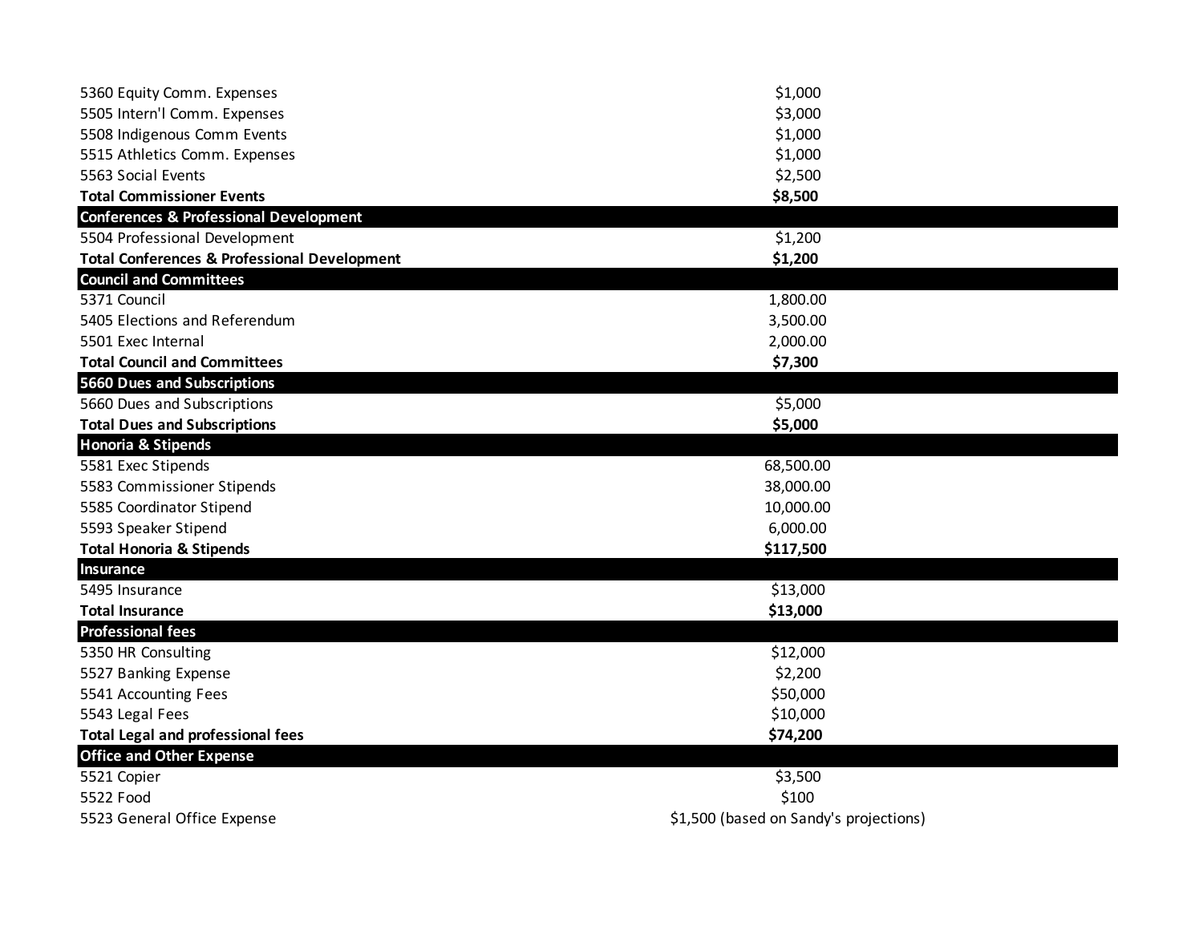| | |
|---|---|
| 5360 Equity Comm. Expenses | $1,000 |
| 5505 Intern'l Comm. Expenses | $3,000 |
| 5508 Indigenous Comm Events | $1,000 |
| 5515 Athletics Comm. Expenses | $1,000 |
| 5563 Social Events | $2,500 |
| **Total Commissioner Events** | **$8,500** |
| **Conferences & Professional Development** | |
| 5504 Professional Development | $1,200 |
| **Total Conferences & Professional Development** | **$1,200** |
| **Council and Committees** | |
| 5371 Council | 1,800.00 |
| 5405 Elections and Referendum | 3,500.00 |
| 5501 Exec Internal | 2,000.00 |
| **Total Council and Committees** | **$7,300** |
| **5660 Dues and Subscriptions** | |
| 5660 Dues and Subscriptions | $5,000 |
| **Total Dues and Subscriptions** | **$5,000** |
| **Honoria & Stipends** | |
| 5581 Exec Stipends | 68,500.00 |
| 5583 Commissioner Stipends | 38,000.00 |
| 5585 Coordinator Stipend | 10,000.00 |
| 5593 Speaker Stipend | 6,000.00 |
| **Total Honoria & Stipends** | **$117,500** |
| **Insurance** | |
| 5495 Insurance | $13,000 |
| **Total Insurance** | **$13,000** |
| **Professional fees** | |
| 5350 HR Consulting | $12,000 |
| 5527 Banking Expense | $2,200 |
| 5541 Accounting Fees | $50,000 |
| 5543 Legal Fees | $10,000 |
| **Total Legal and professional fees** | **$74,200** |
| **Office and Other Expense** | |
| 5521 Copier | $3,500 |
| 5522 Food | $100 |
| 5523 General Office Expense | $1,500 (based on Sandy's projections) |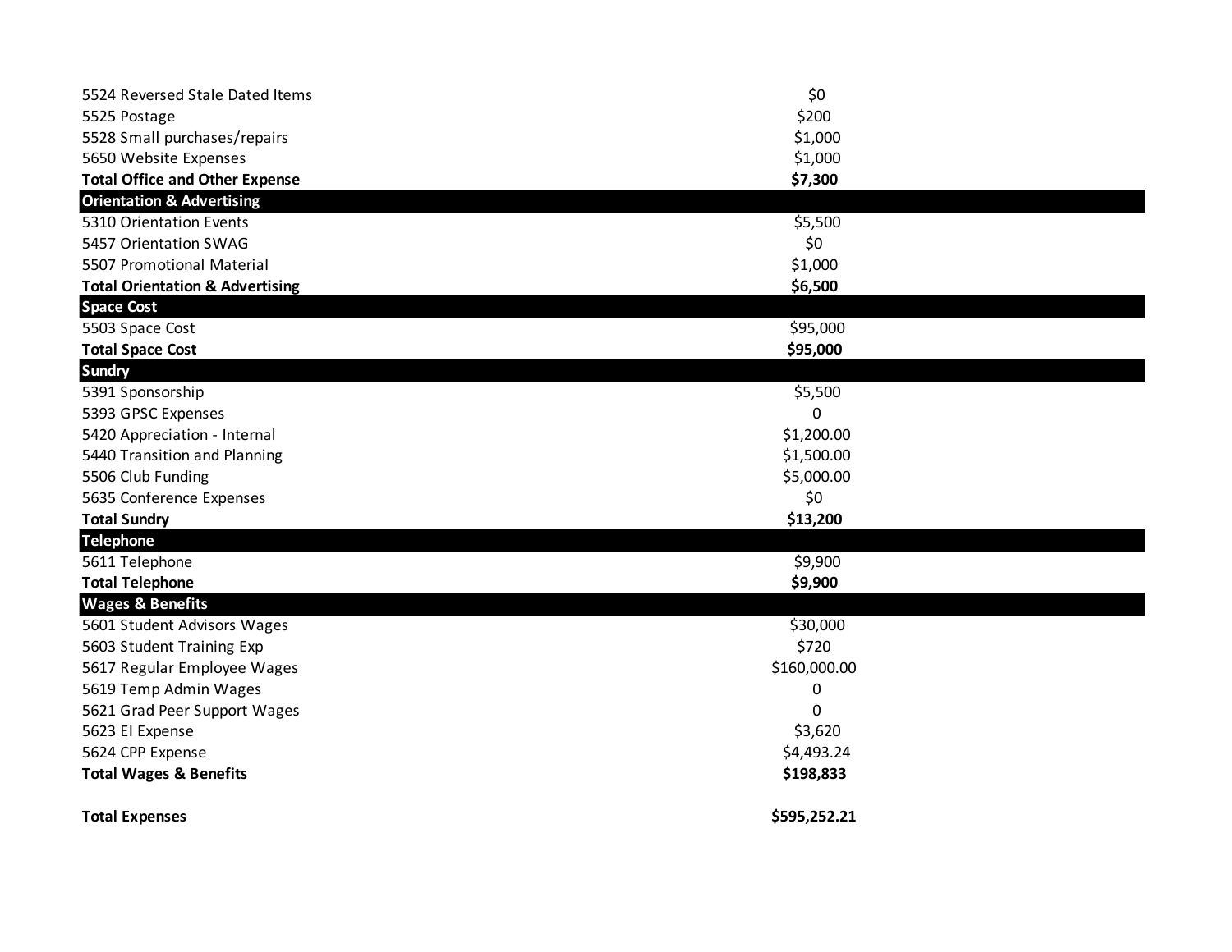| | |
|---|---|
| 5524 Reversed Stale Dated Items | $0 |
| 5525 Postage | $200 |
| 5528 Small purchases/repairs | $1,000 |
| 5650 Website Expenses | $1,000 |
| **Total Office and Other Expense** | **$7,300** |
| **Orientation & Advertising** | |
| 5310 Orientation Events | $5,500 |
| 5457 Orientation SWAG | $0 |
| 5507 Promotional Material | $1,000 |
| **Total Orientation & Advertising** | **$6,500** |
| **Space Cost** | |
| 5503 Space Cost | $95,000 |
| **Total Space Cost** | **$95,000** |
| **Sundry** | |
| 5391 Sponsorship | $5,500 |
| 5393 GPSC Expenses | 0 |
| 5420 Appreciation - Internal | $1,200.00 |
| 5440 Transition and Planning | $1,500.00 |
| 5506 Club Funding | $5,000.00 |
| 5635 Conference Expenses | $0 |
| **Total Sundry** | **$13,200** |
| **Telephone** | |
| 5611 Telephone | $9,900 |
| **Total Telephone** | **$9,900** |
| **Wages & Benefits** | |
| 5601 Student Advisors Wages | $30,000 |
| 5603 Student Training Exp | $720 |
| 5617 Regular Employee Wages | $160,000.00 |
| 5619 Temp Admin Wages | 0 |
| 5621 Grad Peer Support Wages | 0 |
| 5623 EI Expense | $3,620 |
| 5624 CPP Expense | $4,493.24 |
| **Total Wages & Benefits** | **$198,833** |
| | |
| **Total Expenses** | **$595,252.21** |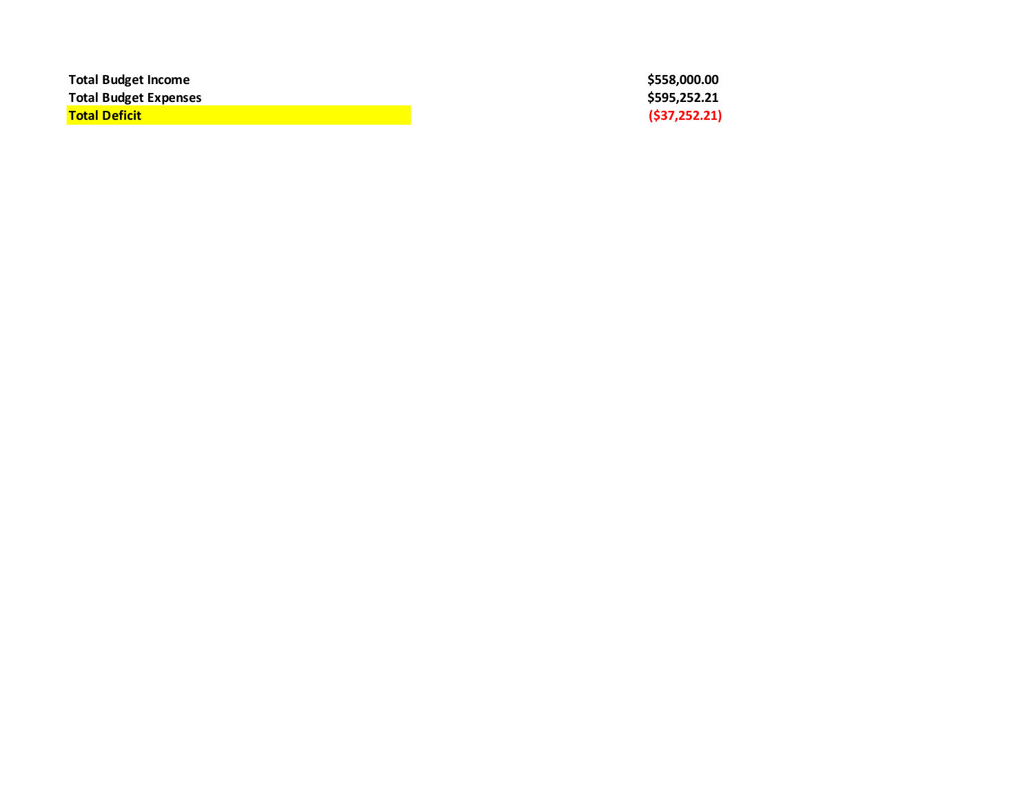| | |
|---|---|
| **Total Budget Income** | **$558,000.00** |
| **Total Budget Expenses** | **$595,252.21** |
| **Total Deficit** | **($37,252.21)** |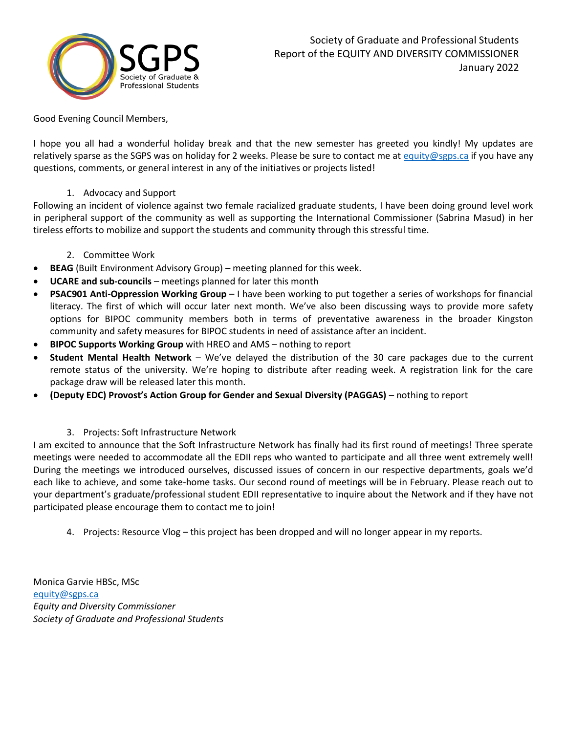Society of Graduate and Professional Students
Report of the EQUITY AND DIVERSITY COMMISSIONER
January 2022

Good Evening Council Members,

I hope you all had a wonderful holiday break and that the new semester has greeted you kindly! My updates are relatively sparse as the SGPS was on holiday for 2 weeks. Please be sure to contact me at equity@sgps.ca if you have any questions, comments, or general interest in any of the initiatives or projects listed!

1. Advocacy and Support

Following an incident of violence against two female racialized graduate students, I have been doing ground level work in peripheral support of the community as well as supporting the International Commissioner (Sabrina Masud) in her tireless efforts to mobilize and support the students and community through this stressful time.

2. Committee Work

- **BEAG** (Built Environment Advisory Group) – meeting planned for this week.
- **UCARE and sub-councils** – meetings planned for later this month
- **PSAC901 Anti-Oppression Working Group** – I have been working to put together a series of workshops for financial literacy. The first of which will occur later next month. We've also been discussing ways to provide more safety options for BIPOC community members both in terms of preventative awareness in the broader Kingston community and safety measures for BIPOC students in need of assistance after an incident.
- **BIPOC Supports Working Group** with HREO and AMS – nothing to report
- **Student Mental Health Network** – We've delayed the distribution of the 30 care packages due to the current remote status of the university. We're hoping to distribute after reading week. A registration link for the care package draw will be released later this month.
- **(Deputy EDC) Provost's Action Group for Gender and Sexual Diversity (PAGGAS)** – nothing to report

3. Projects: Soft Infrastructure Network

I am excited to announce that the Soft Infrastructure Network has finally had its first round of meetings! Three sperate meetings were needed to accommodate all the EDII reps who wanted to participate and all three went extremely well! During the meetings we introduced ourselves, discussed issues of concern in our respective departments, goals we'd each like to achieve, and some take-home tasks. Our second round of meetings will be in February. Please reach out to your department's graduate/professional student EDII representative to inquire about the Network and if they have not participated please encourage them to contact me to join!

4. Projects: Resource Vlog – this project has been dropped and will no longer appear in my reports.

Monica Garvie HBSc, MSc
equity@sgps.ca
*Equity and Diversity Commissioner*
*Society of Graduate and Professional Students*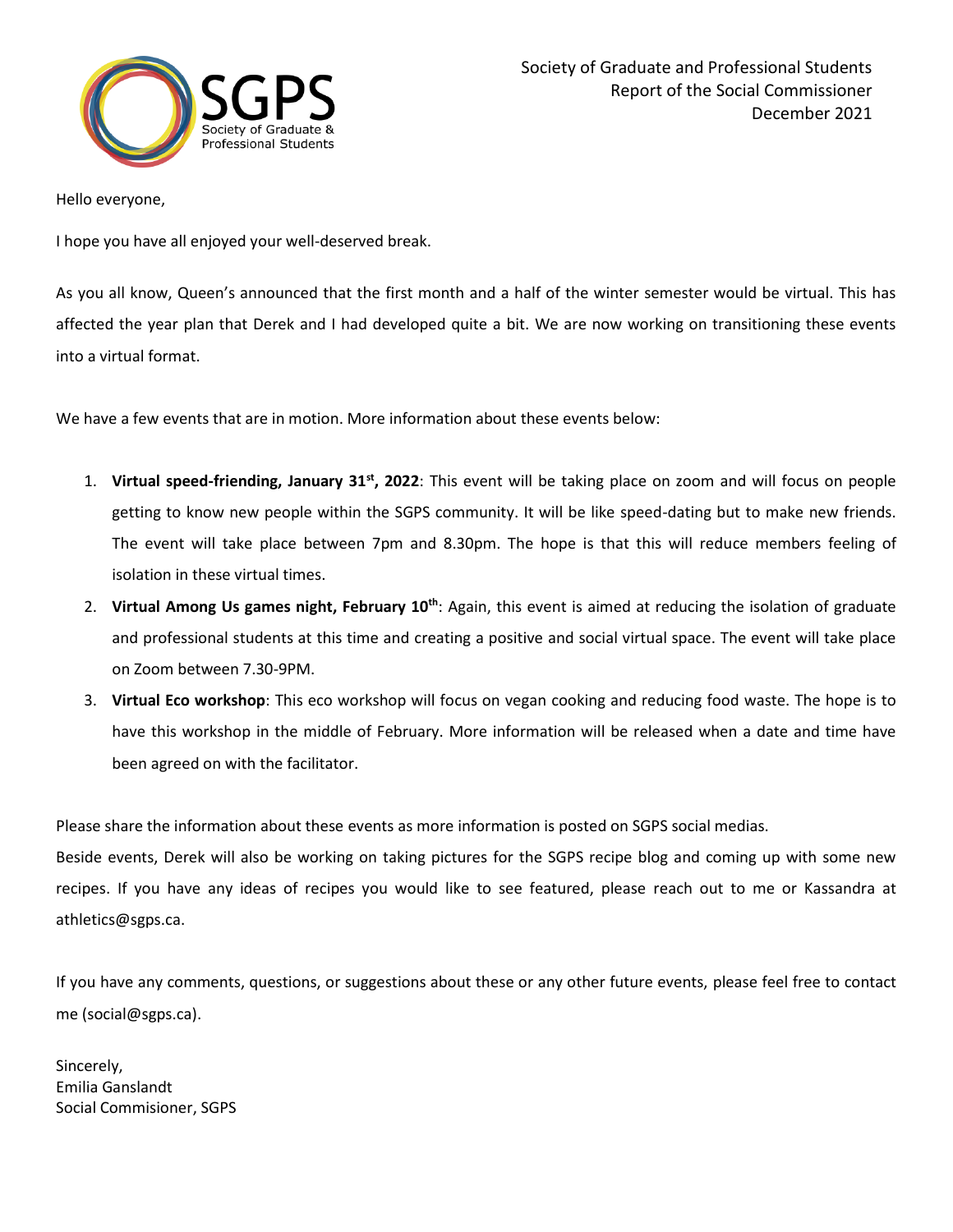Society of Graduate and Professional Students
Report of the Social Commissioner
December 2021

Hello everyone,

I hope you have all enjoyed your well-deserved break.

As you all know, Queen's announced that the first month and a half of the winter semester would be virtual. This has affected the year plan that Derek and I had developed quite a bit. We are now working on transitioning these events into a virtual format.

We have a few events that are in motion. More information about these events below:

1. **Virtual speed-friending, January 31st, 2022**: This event will be taking place on zoom and will focus on people getting to know new people within the SGPS community. It will be like speed-dating but to make new friends. The event will take place between 7pm and 8.30pm. The hope is that this will reduce members feeling of isolation in these virtual times.
2. **Virtual Among Us games night, February 10th**: Again, this event is aimed at reducing the isolation of graduate and professional students at this time and creating a positive and social virtual space. The event will take place on Zoom between 7.30-9PM.
3. **Virtual Eco workshop**: This eco workshop will focus on vegan cooking and reducing food waste. The hope is to have this workshop in the middle of February. More information will be released when a date and time have been agreed on with the facilitator.

Please share the information about these events as more information is posted on SGPS social medias.
Beside events, Derek will also be working on taking pictures for the SGPS recipe blog and coming up with some new recipes. If you have any ideas of recipes you would like to see featured, please reach out to me or Kassandra at athletics@sgps.ca.

If you have any comments, questions, or suggestions about these or any other future events, please feel free to contact me (social@sgps.ca).

Sincerely,
Emilia Ganslandt
Social Commisioner, SGPS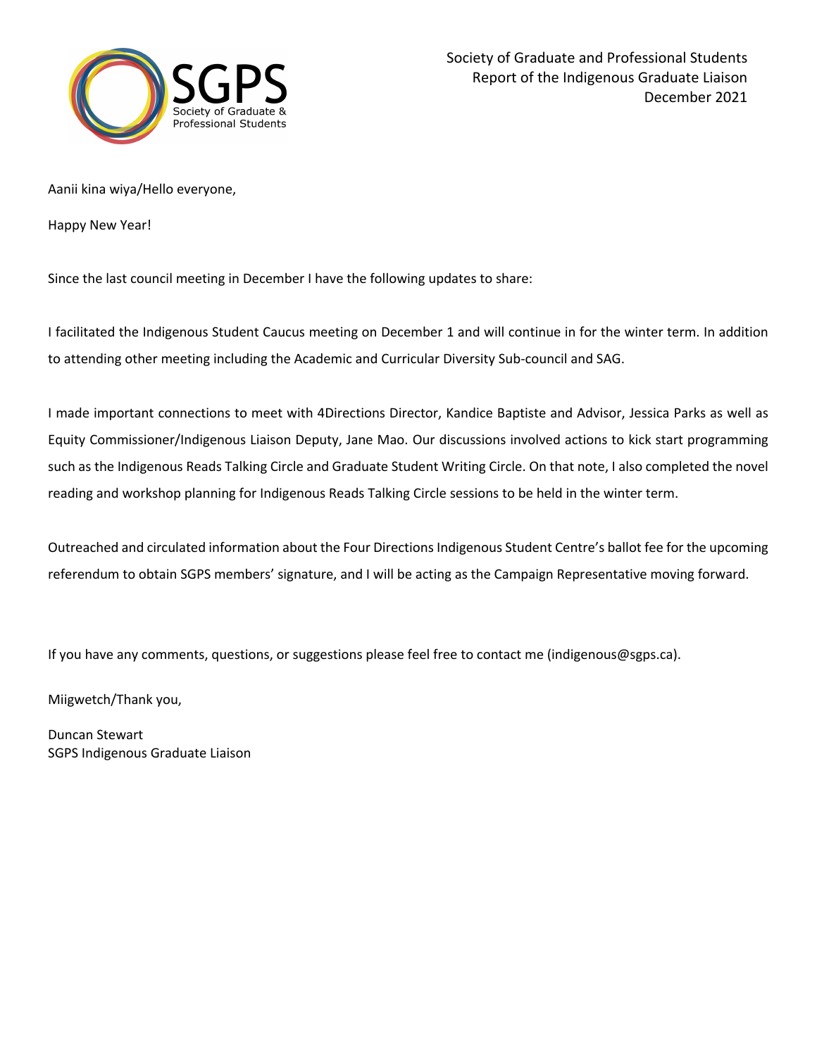Society of Graduate and Professional Students
Report of the Indigenous Graduate Liaison
December 2021

Aanii kina wiya/Hello everyone,

Happy New Year!

Since the last council meeting in December I have the following updates to share:

I facilitated the Indigenous Student Caucus meeting on December 1 and will continue in for the winter term. In addition to attending other meeting including the Academic and Curricular Diversity Sub-council and SAG.

I made important connections to meet with 4Directions Director, Kandice Baptiste and Advisor, Jessica Parks as well as Equity Commissioner/Indigenous Liaison Deputy, Jane Mao. Our discussions involved actions to kick start programming such as the Indigenous Reads Talking Circle and Graduate Student Writing Circle. On that note, I also completed the novel reading and workshop planning for Indigenous Reads Talking Circle sessions to be held in the winter term.

Outreached and circulated information about the Four Directions Indigenous Student Centre's ballot fee for the upcoming referendum to obtain SGPS members' signature, and I will be acting as the Campaign Representative moving forward.

If you have any comments, questions, or suggestions please feel free to contact me (indigenous@sgps.ca).

Miigwetch/Thank you,

Duncan Stewart
SGPS Indigenous Graduate Liaison